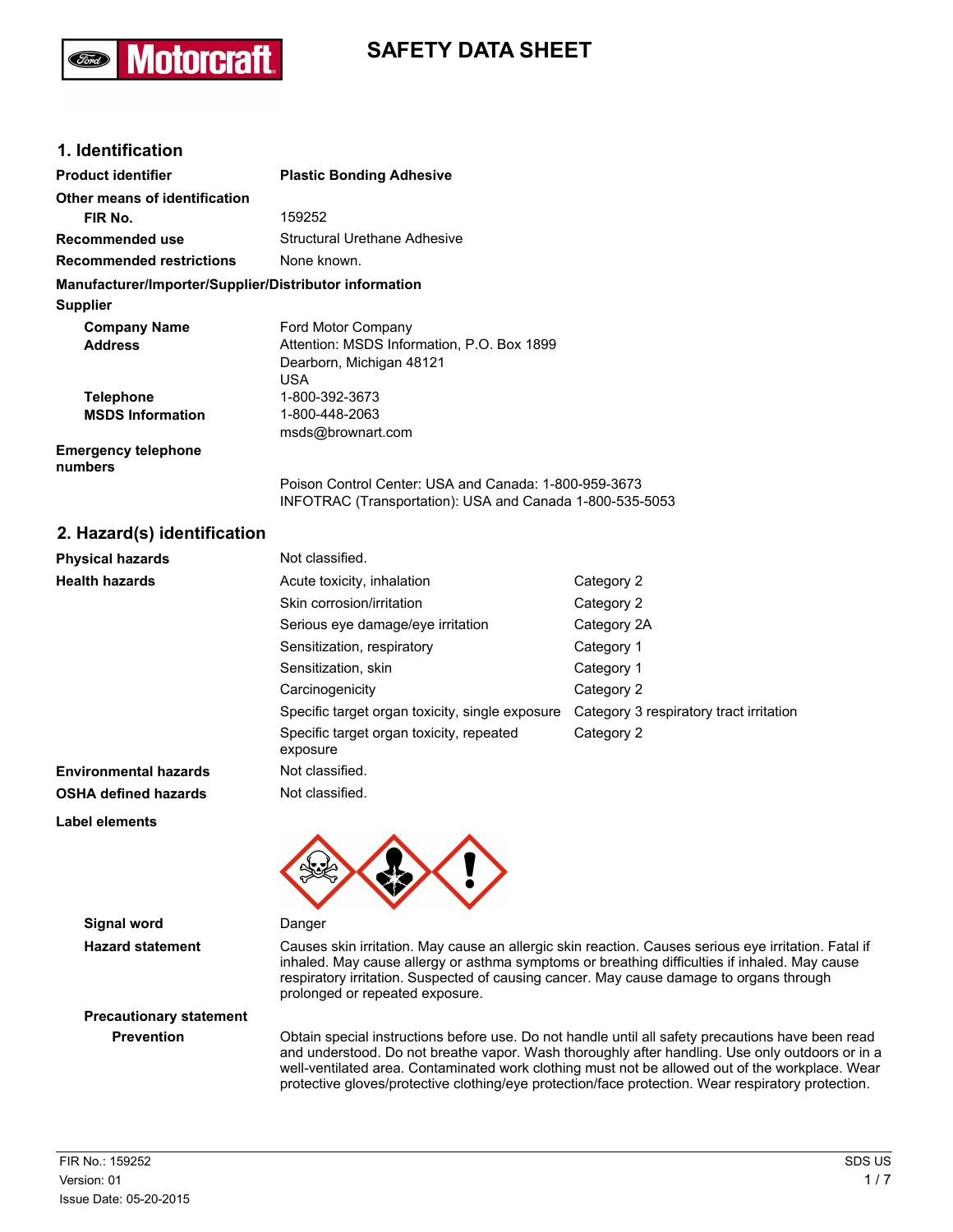# SAFETY DATA SHEET

## 1. Identification

| | |
|---|---|
| **Product identifier** | **Plastic Bonding Adhesive** |
| **Other means of identification** | |
| **FIR No.** | 159252 |
| **Recommended use** | Structural Urethane Adhesive |
| **Recommended restrictions** | None known. |

**Manufacturer/Importer/Supplier/Distributor information**

**Supplier**

| | |
|---|---|
| **Company Name** | Ford Motor Company |
| **Address** | Attention: MSDS Information, P.O. Box 1899<br>Dearborn, Michigan 48121<br>USA |
| **Telephone** | 1-800-392-3673 |
| **MSDS Information** | 1-800-448-2063<br>msds@brownart.com |

**Emergency telephone numbers**

Poison Control Center: USA and Canada: 1-800-959-3673
INFOTRAC (Transportation): USA and Canada 1-800-535-5053

## 2. Hazard(s) identification

| | | |
|---|---|---|
| **Physical hazards** | Not classified. | |
| **Health hazards** | Acute toxicity, inhalation | Category 2 |
| | Skin corrosion/irritation | Category 2 |
| | Serious eye damage/eye irritation | Category 2A |
| | Sensitization, respiratory | Category 1 |
| | Sensitization, skin | Category 1 |
| | Carcinogenicity | Category 2 |
| | Specific target organ toxicity, single exposure | Category 3 respiratory tract irritation |
| | Specific target organ toxicity, repeated exposure | Category 2 |
| **Environmental hazards** | Not classified. | |
| **OSHA defined hazards** | Not classified. | |

**Label elements**

**Signal word** Danger

**Hazard statement** Causes skin irritation. May cause an allergic skin reaction. Causes serious eye irritation. Fatal if inhaled. May cause allergy or asthma symptoms or breathing difficulties if inhaled. May cause respiratory irritation. Suspected of causing cancer. May cause damage to organs through prolonged or repeated exposure.

**Precautionary statement**

**Prevention** Obtain special instructions before use. Do not handle until all safety precautions have been read and understood. Do not breathe vapor. Wash thoroughly after handling. Use only outdoors or in a well-ventilated area. Contaminated work clothing must not be allowed out of the workplace. Wear protective gloves/protective clothing/eye protection/face protection. Wear respiratory protection.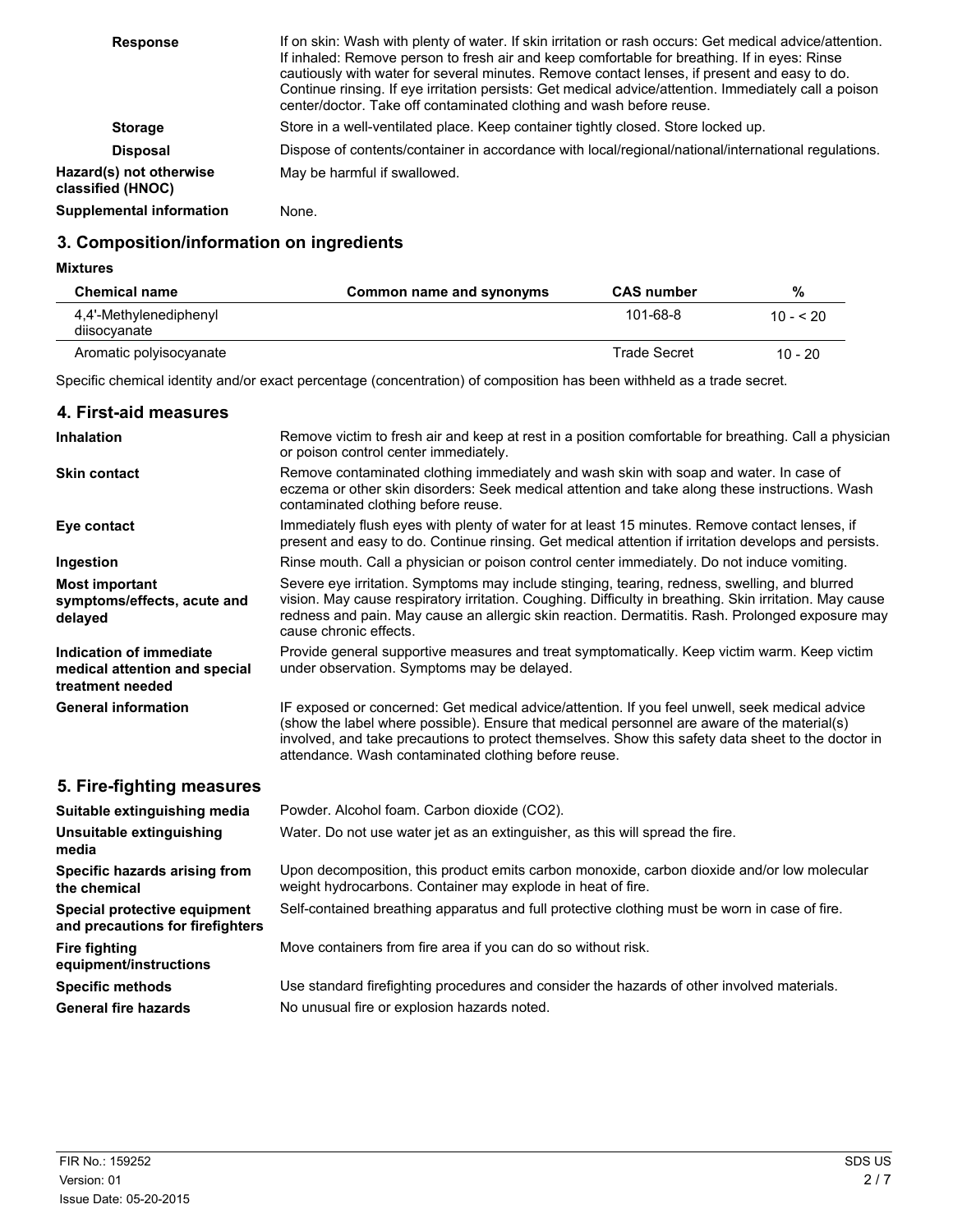**Response** If on skin: Wash with plenty of water. If skin irritation or rash occurs: Get medical advice/attention. If inhaled: Remove person to fresh air and keep comfortable for breathing. If in eyes: Rinse cautiously with water for several minutes. Remove contact lenses, if present and easy to do. Continue rinsing. If eye irritation persists: Get medical advice/attention. Immediately call a poison center/doctor. Take off contaminated clothing and wash before reuse.

**Storage** Store in a well-ventilated place. Keep container tightly closed. Store locked up.

**Disposal** Dispose of contents/container in accordance with local/regional/national/international regulations.

**Hazard(s) not otherwise classified (HNOC)** May be harmful if swallowed.

**Supplemental information** None.

## 3. Composition/information on ingredients

**Mixtures**

| Chemical name | Common name and synonyms | CAS number | % |
|---|---|---|---|
| 4,4'-Methylenediphenyl diisocyanate | | 101-68-8 | 10 - < 20 |
| Aromatic polyisocyanate | | Trade Secret | 10 - 20 |

Specific chemical identity and/or exact percentage (concentration) of composition has been withheld as a trade secret.

## 4. First-aid measures

**Inhalation** Remove victim to fresh air and keep at rest in a position comfortable for breathing. Call a physician or poison control center immediately.

**Skin contact** Remove contaminated clothing immediately and wash skin with soap and water. In case of eczema or other skin disorders: Seek medical attention and take along these instructions. Wash contaminated clothing before reuse.

**Eye contact** Immediately flush eyes with plenty of water for at least 15 minutes. Remove contact lenses, if present and easy to do. Continue rinsing. Get medical attention if irritation develops and persists.

**Ingestion** Rinse mouth. Call a physician or poison control center immediately. Do not induce vomiting.

**Most important symptoms/effects, acute and delayed** Severe eye irritation. Symptoms may include stinging, tearing, redness, swelling, and blurred vision. May cause respiratory irritation. Coughing. Difficulty in breathing. Skin irritation. May cause redness and pain. May cause an allergic skin reaction. Dermatitis. Rash. Prolonged exposure may cause chronic effects.

**Indication of immediate medical attention and special treatment needed** Provide general supportive measures and treat symptomatically. Keep victim warm. Keep victim under observation. Symptoms may be delayed.

**General information** IF exposed or concerned: Get medical advice/attention. If you feel unwell, seek medical advice (show the label where possible). Ensure that medical personnel are aware of the material(s) involved, and take precautions to protect themselves. Show this safety data sheet to the doctor in attendance. Wash contaminated clothing before reuse.

## 5. Fire-fighting measures

**Suitable extinguishing media** Powder. Alcohol foam. Carbon dioxide ($CO_2$).

**Unsuitable extinguishing media** Water. Do not use water jet as an extinguisher, as this will spread the fire.

**Specific hazards arising from the chemical** Upon decomposition, this product emits carbon monoxide, carbon dioxide and/or low molecular weight hydrocarbons. Container may explode in heat of fire.

**Special protective equipment and precautions for firefighters** Self-contained breathing apparatus and full protective clothing must be worn in case of fire.

**Fire fighting equipment/instructions** Move containers from fire area if you can do so without risk.

**Specific methods** Use standard firefighting procedures and consider the hazards of other involved materials.

**General fire hazards** No unusual fire or explosion hazards noted.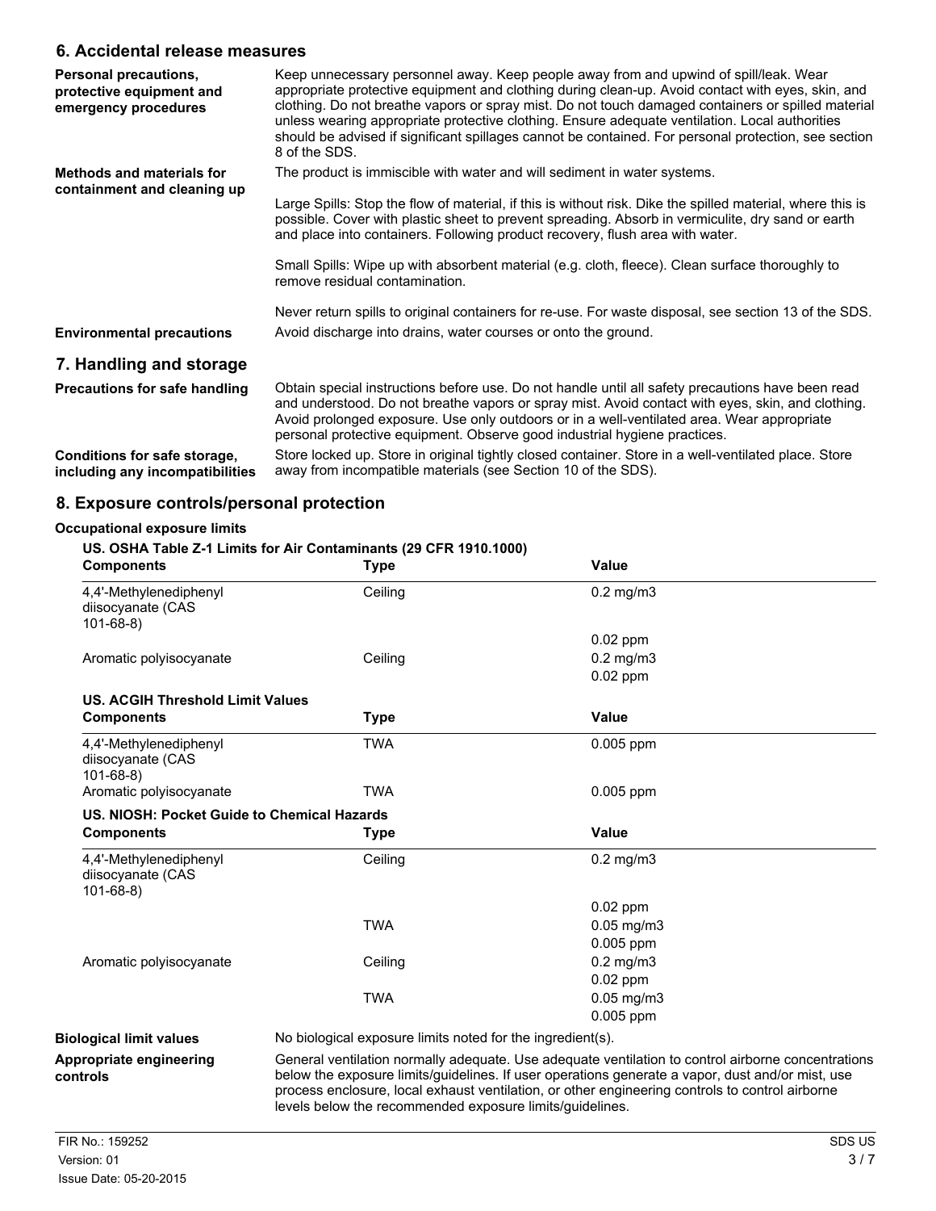## 6. Accidental release measures

**Personal precautions, protective equipment and emergency procedures**

Keep unnecessary personnel away. Keep people away from and upwind of spill/leak. Wear appropriate protective equipment and clothing during clean-up. Avoid contact with eyes, skin, and clothing. Do not breathe vapors or spray mist. Do not touch damaged containers or spilled material unless wearing appropriate protective clothing. Ensure adequate ventilation. Local authorities should be advised if significant spillages cannot be contained. For personal protection, see section 8 of the SDS.

**Methods and materials for containment and cleaning up**

The product is immiscible with water and will sediment in water systems.

Large Spills: Stop the flow of material, if this is without risk. Dike the spilled material, where this is possible. Cover with plastic sheet to prevent spreading. Absorb in vermiculite, dry sand or earth and place into containers. Following product recovery, flush area with water.

Small Spills: Wipe up with absorbent material (e.g. cloth, fleece). Clean surface thoroughly to remove residual contamination.

Never return spills to original containers for re-use. For waste disposal, see section 13 of the SDS.

**Environmental precautions**

Avoid discharge into drains, water courses or onto the ground.

## 7. Handling and storage

**Precautions for safe handling**

Obtain special instructions before use. Do not handle until all safety precautions have been read and understood. Do not breathe vapors or spray mist. Avoid contact with eyes, skin, and clothing. Avoid prolonged exposure. Use only outdoors or in a well-ventilated area. Wear appropriate personal protective equipment. Observe good industrial hygiene practices.

**Conditions for safe storage, including any incompatibilities**

Store locked up. Store in original tightly closed container. Store in a well-ventilated place. Store away from incompatible materials (see Section 10 of the SDS).

## 8. Exposure controls/personal protection

**Occupational exposure limits**

**US. OSHA Table Z-1 Limits for Air Contaminants (29 CFR 1910.1000)**

| Components | Type | Value |
|---|---|---|
| 4,4'-Methylenediphenyl diisocyanate (CAS 101-68-8) | Ceiling | 0.2 mg/m3 |
| | | 0.02 ppm |
| Aromatic polyisocyanate | Ceiling | 0.2 mg/m3 |
| | | 0.02 ppm |

**US. ACGIH Threshold Limit Values**

| Components | Type | Value |
|---|---|---|
| 4,4'-Methylenediphenyl diisocyanate (CAS 101-68-8) | TWA | 0.005 ppm |
| Aromatic polyisocyanate | TWA | 0.005 ppm |

**US. NIOSH: Pocket Guide to Chemical Hazards**

| Components | Type | Value |
|---|---|---|
| 4,4'-Methylenediphenyl diisocyanate (CAS 101-68-8) | Ceiling | 0.2 mg/m3 |
| | | 0.02 ppm |
| | TWA | 0.05 mg/m3 |
| | | 0.005 ppm |
| Aromatic polyisocyanate | Ceiling | 0.2 mg/m3 |
| | | 0.02 ppm |
| | TWA | 0.05 mg/m3 |
| | | 0.005 ppm |

**Biological limit values**

No biological exposure limits noted for the ingredient(s).

**Appropriate engineering controls**

General ventilation normally adequate. Use adequate ventilation to control airborne concentrations below the exposure limits/guidelines. If user operations generate a vapor, dust and/or mist, use process enclosure, local exhaust ventilation, or other engineering controls to control airborne levels below the recommended exposure limits/guidelines.

FIR No.: 159252
Version: 01
Issue Date: 05-20-2015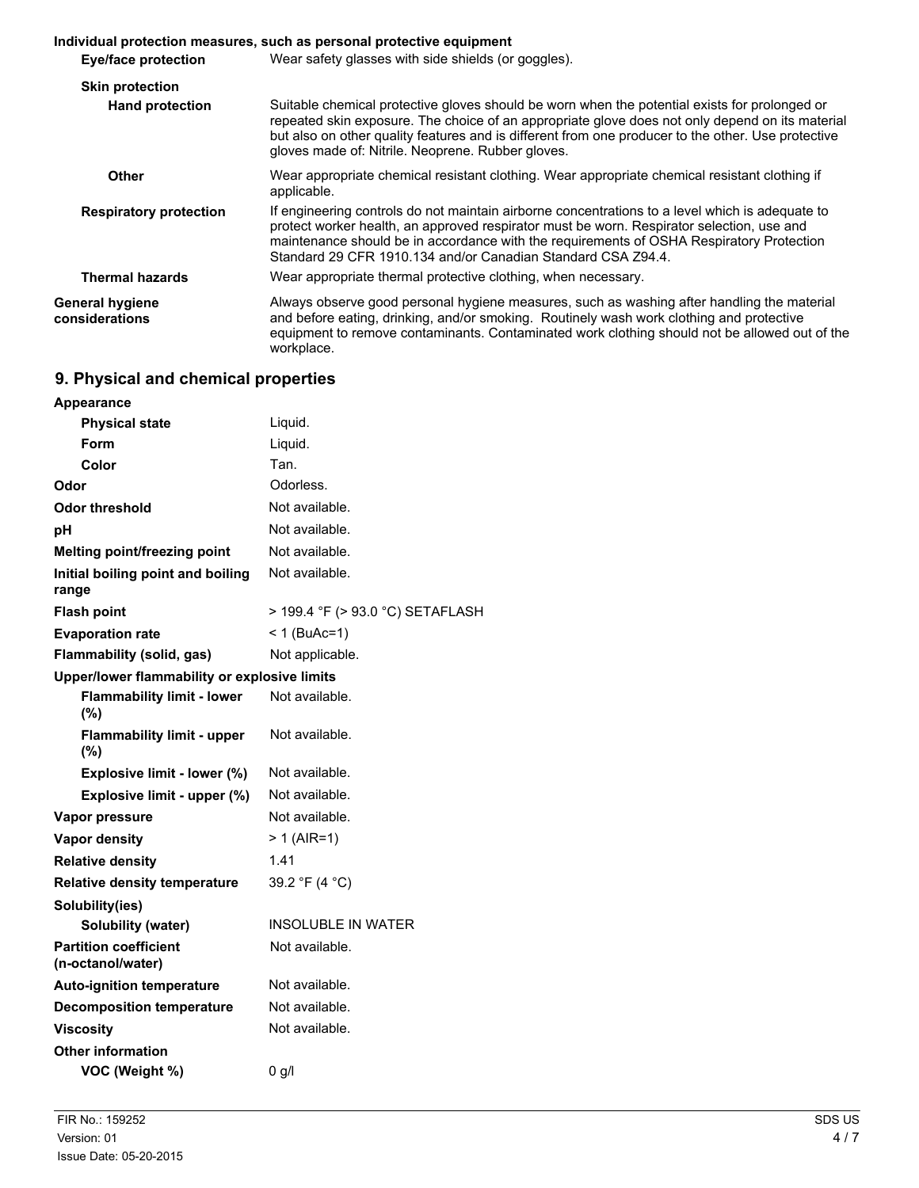**Individual protection measures, such as personal protective equipment**

| | |
|---|---|
| **Eye/face protection** | Wear safety glasses with side shields (or goggles). |
| **Skin protection** | |
| **Hand protection** | Suitable chemical protective gloves should be worn when the potential exists for prolonged or repeated skin exposure. The choice of an appropriate glove does not only depend on its material but also on other quality features and is different from one producer to the other. Use protective gloves made of: Nitrile. Neoprene. Rubber gloves. |
| **Other** | Wear appropriate chemical resistant clothing. Wear appropriate chemical resistant clothing if applicable. |
| **Respiratory protection** | If engineering controls do not maintain airborne concentrations to a level which is adequate to protect worker health, an approved respirator must be worn. Respirator selection, use and maintenance should be in accordance with the requirements of OSHA Respiratory Protection Standard 29 CFR 1910.134 and/or Canadian Standard CSA Z94.4. |
| **Thermal hazards** | Wear appropriate thermal protective clothing, when necessary. |
| **General hygiene considerations** | Always observe good personal hygiene measures, such as washing after handling the material and before eating, drinking, and/or smoking. Routinely wash work clothing and protective equipment to remove contaminants. Contaminated work clothing should not be allowed out of the workplace. |

## 9. Physical and chemical properties

| | |
|---|---|
| **Appearance** | |
| **Physical state** | Liquid. |
| **Form** | Liquid. |
| **Color** | Tan. |
| **Odor** | Odorless. |
| **Odor threshold** | Not available. |
| **pH** | Not available. |
| **Melting point/freezing point** | Not available. |
| **Initial boiling point and boiling range** | Not available. |
| **Flash point** | > 199.4 °F (> 93.0 °C) SETAFLASH |
| **Evaporation rate** | < 1 (BuAc=1) |
| **Flammability (solid, gas)** | Not applicable. |
| **Upper/lower flammability or explosive limits** | |
| **Flammability limit - lower (%)** | Not available. |
| **Flammability limit - upper (%)** | Not available. |
| **Explosive limit - lower (%)** | Not available. |
| **Explosive limit - upper (%)** | Not available. |
| **Vapor pressure** | Not available. |
| **Vapor density** | > 1 (AIR=1) |
| **Relative density** | 1.41 |
| **Relative density temperature** | 39.2 °F (4 °C) |
| **Solubility(ies)** | |
| **Solubility (water)** | INSOLUBLE IN WATER |
| **Partition coefficient (n-octanol/water)** | Not available. |
| **Auto-ignition temperature** | Not available. |
| **Decomposition temperature** | Not available. |
| **Viscosity** | Not available. |
| **Other information** | |
| **VOC (Weight %)** | 0 g/l |

FIR No.: 159252
Version: 01
Issue Date: 05-20-2015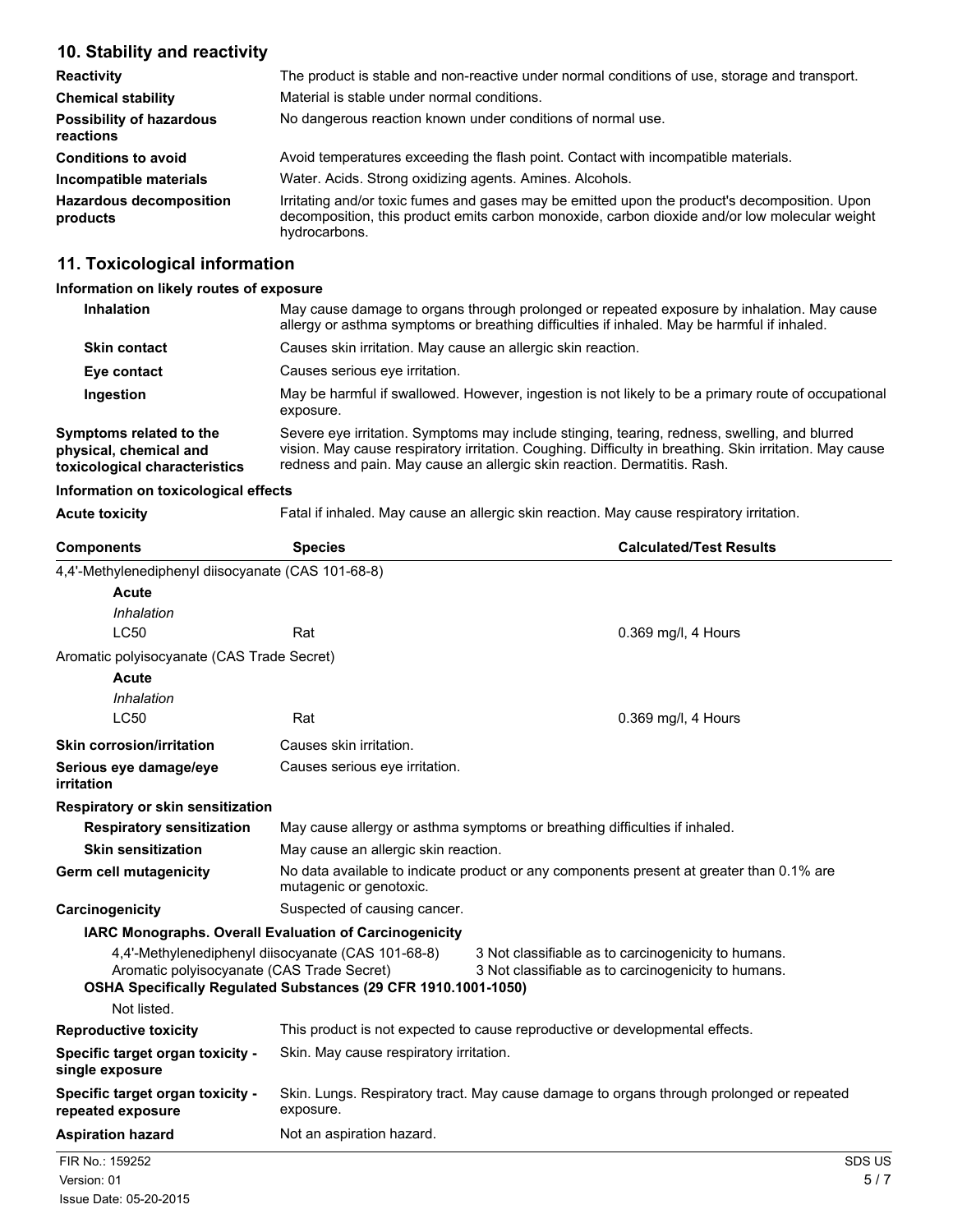## 10. Stability and reactivity

| | |
|---|---|
| **Reactivity** | The product is stable and non-reactive under normal conditions of use, storage and transport. |
| **Chemical stability** | Material is stable under normal conditions. |
| **Possibility of hazardous reactions** | No dangerous reaction known under conditions of normal use. |
| **Conditions to avoid** | Avoid temperatures exceeding the flash point. Contact with incompatible materials. |
| **Incompatible materials** | Water. Acids. Strong oxidizing agents. Amines. Alcohols. |
| **Hazardous decomposition products** | Irritating and/or toxic fumes and gases may be emitted upon the product's decomposition. Upon decomposition, this product emits carbon monoxide, carbon dioxide and/or low molecular weight hydrocarbons. |

## 11. Toxicological information

### Information on likely routes of exposure

| | |
|---|---|
| **Inhalation** | May cause damage to organs through prolonged or repeated exposure by inhalation. May cause allergy or asthma symptoms or breathing difficulties if inhaled. May be harmful if inhaled. |
| **Skin contact** | Causes skin irritation. May cause an allergic skin reaction. |
| **Eye contact** | Causes serious eye irritation. |
| **Ingestion** | May be harmful if swallowed. However, ingestion is not likely to be a primary route of occupational exposure. |
| **Symptoms related to the physical, chemical and toxicological characteristics** | Severe eye irritation. Symptoms may include stinging, tearing, redness, swelling, and blurred vision. May cause respiratory irritation. Coughing. Difficulty in breathing. Skin irritation. May cause redness and pain. May cause an allergic skin reaction. Dermatitis. Rash. |

### Information on toxicological effects

**Acute toxicity** Fatal if inhaled. May cause an allergic skin reaction. May cause respiratory irritation.

| Components | Species | Calculated/Test Results |
|---|---|---|
| 4,4'-Methylenediphenyl diisocyanate (CAS 101-68-8) | | |
| **Acute** | | |
| *Inhalation* | | |
| LC50 | Rat | 0.369 mg/l, 4 Hours |
| Aromatic polyisocyanate (CAS Trade Secret) | | |
| **Acute** | | |
| *Inhalation* | | |
| LC50 | Rat | 0.369 mg/l, 4 Hours |

| | |
|---|---|
| **Skin corrosion/irritation** | Causes skin irritation. |
| **Serious eye damage/eye irritation** | Causes serious eye irritation. |

**Respiratory or skin sensitization**

| | |
|---|---|
| **Respiratory sensitization** | May cause allergy or asthma symptoms or breathing difficulties if inhaled. |
| **Skin sensitization** | May cause an allergic skin reaction. |
| **Germ cell mutagenicity** | No data available to indicate product or any components present at greater than 0.1% are mutagenic or genotoxic. |
| **Carcinogenicity** | Suspected of causing cancer. |

**IARC Monographs. Overall Evaluation of Carcinogenicity**

| | |
|---|---|
| 4,4'-Methylenediphenyl diisocyanate (CAS 101-68-8) | 3 Not classifiable as to carcinogenicity to humans. |
| Aromatic polyisocyanate (CAS Trade Secret) | 3 Not classifiable as to carcinogenicity to humans. |

**OSHA Specifically Regulated Substances (29 CFR 1910.1001-1050)**

Not listed.

| | |
|---|---|
| **Reproductive toxicity** | This product is not expected to cause reproductive or developmental effects. |
| **Specific target organ toxicity - single exposure** | Skin. May cause respiratory irritation. |
| **Specific target organ toxicity - repeated exposure** | Skin. Lungs. Respiratory tract. May cause damage to organs through prolonged or repeated exposure. |
| **Aspiration hazard** | Not an aspiration hazard. |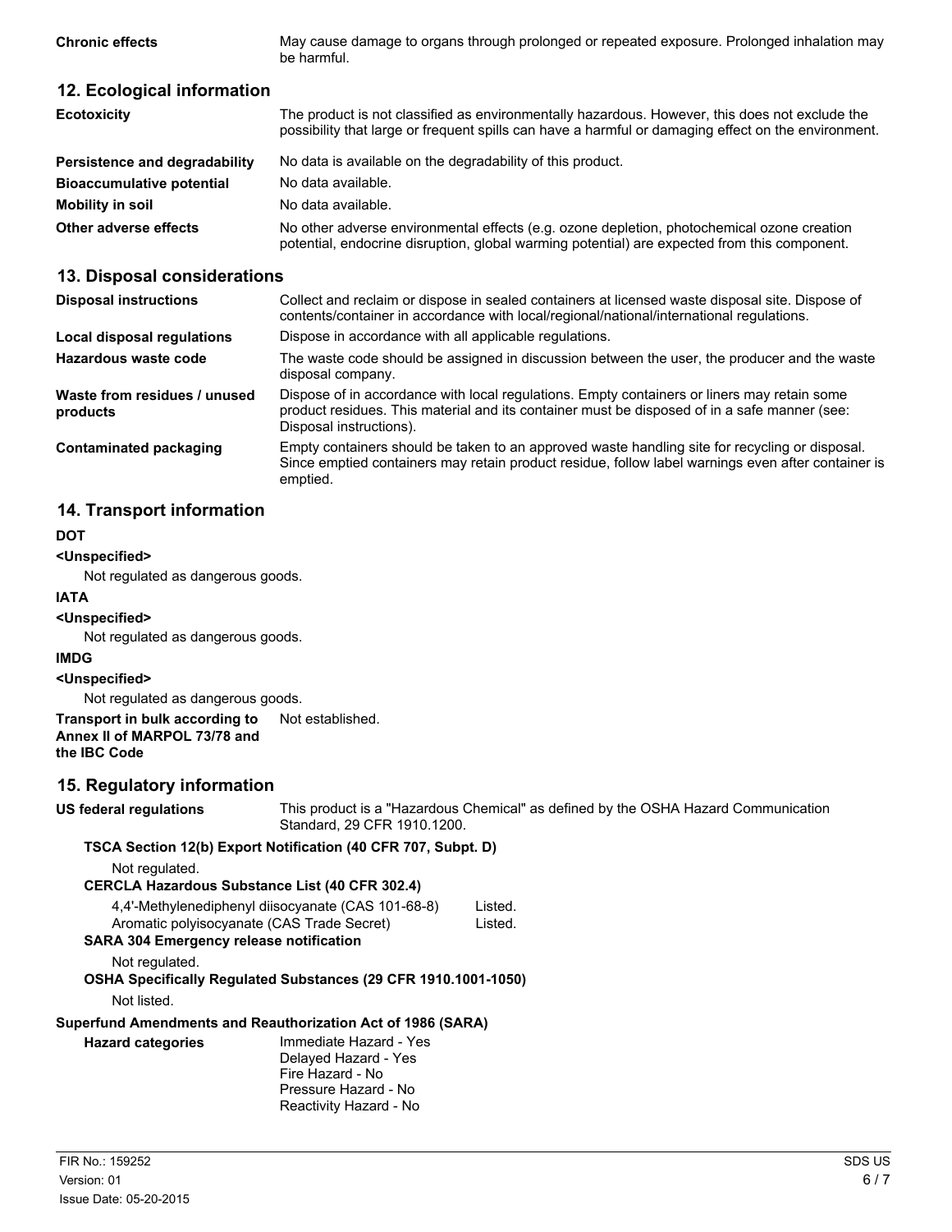**Chronic effects** May cause damage to organs through prolonged or repeated exposure. Prolonged inhalation may be harmful.

## 12. Ecological information

**Ecotoxicity** The product is not classified as environmentally hazardous. However, this does not exclude the possibility that large or frequent spills can have a harmful or damaging effect on the environment.

**Persistence and degradability** No data is available on the degradability of this product.

**Bioaccumulative potential** No data available.

**Mobility in soil** No data available.

**Other adverse effects** No other adverse environmental effects (e.g. ozone depletion, photochemical ozone creation potential, endocrine disruption, global warming potential) are expected from this component.

## 13. Disposal considerations

**Disposal instructions** Collect and reclaim or dispose in sealed containers at licensed waste disposal site. Dispose of contents/container in accordance with local/regional/national/international regulations.

**Local disposal regulations** Dispose in accordance with all applicable regulations.

**Hazardous waste code** The waste code should be assigned in discussion between the user, the producer and the waste disposal company.

**Waste from residues / unused products** Dispose of in accordance with local regulations. Empty containers or liners may retain some product residues. This material and its container must be disposed of in a safe manner (see: Disposal instructions).

**Contaminated packaging** Empty containers should be taken to an approved waste handling site for recycling or disposal. Since emptied containers may retain product residue, follow label warnings even after container is emptied.

## 14. Transport information

**DOT**

**<Unspecified>**

Not regulated as dangerous goods.

**IATA**

**<Unspecified>**

Not regulated as dangerous goods.

**IMDG**

**<Unspecified>**

Not regulated as dangerous goods.

**Transport in bulk according to Annex II of MARPOL 73/78 and the IBC Code** Not established.

## 15. Regulatory information

**US federal regulations** This product is a "Hazardous Chemical" as defined by the OSHA Hazard Communication Standard, 29 CFR 1910.1200.

**TSCA Section 12(b) Export Notification (40 CFR 707, Subpt. D)**

Not regulated.

**CERCLA Hazardous Substance List (40 CFR 302.4)**

| | |
|---|---|
| 4,4'-Methylenediphenyl diisocyanate (CAS 101-68-8) | Listed. |
| Aromatic polyisocyanate (CAS Trade Secret) | Listed. |

**SARA 304 Emergency release notification**

Not regulated.

**OSHA Specifically Regulated Substances (29 CFR 1910.1001-1050)**

Not listed.

**Superfund Amendments and Reauthorization Act of 1986 (SARA)**

**Hazard categories**

Immediate Hazard - Yes
Delayed Hazard - Yes
Fire Hazard - No
Pressure Hazard - No
Reactivity Hazard - No

FIR No.: 159252
Version: 01
Issue Date: 05-20-2015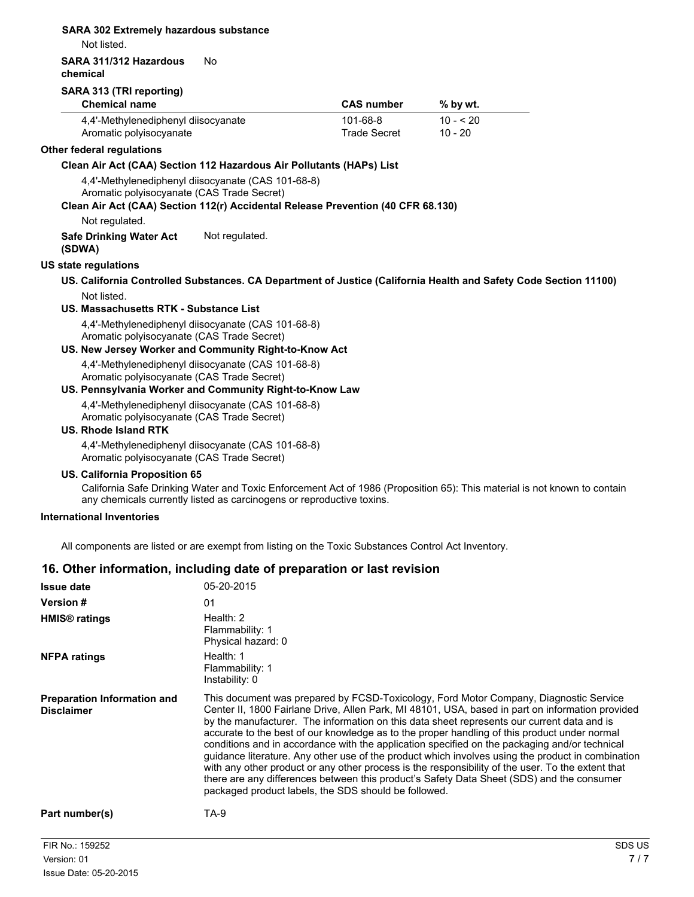**SARA 302 Extremely hazardous substance**

Not listed.

**SARA 311/312 Hazardous chemical** No

**SARA 313 (TRI reporting)**

| Chemical name | CAS number | % by wt. |
| --- | --- | --- |
| 4,4'-Methylenediphenyl diisocyanate | 101-68-8 | 10 - < 20 |
| Aromatic polyisocyanate | Trade Secret | 10 - 20 |

**Other federal regulations**

**Clean Air Act (CAA) Section 112 Hazardous Air Pollutants (HAPs) List**

4,4'-Methylenediphenyl diisocyanate (CAS 101-68-8)
Aromatic polyisocyanate (CAS Trade Secret)

**Clean Air Act (CAA) Section 112(r) Accidental Release Prevention (40 CFR 68.130)**

Not regulated.

**Safe Drinking Water Act (SDWA)** Not regulated.

**US state regulations**

**US. California Controlled Substances. CA Department of Justice (California Health and Safety Code Section 11100)**

Not listed.

**US. Massachusetts RTK - Substance List**

4,4'-Methylenediphenyl diisocyanate (CAS 101-68-8)
Aromatic polyisocyanate (CAS Trade Secret)

**US. New Jersey Worker and Community Right-to-Know Act**

4,4'-Methylenediphenyl diisocyanate (CAS 101-68-8)
Aromatic polyisocyanate (CAS Trade Secret)

**US. Pennsylvania Worker and Community Right-to-Know Law**

4,4'-Methylenediphenyl diisocyanate (CAS 101-68-8)
Aromatic polyisocyanate (CAS Trade Secret)

**US. Rhode Island RTK**

4,4'-Methylenediphenyl diisocyanate (CAS 101-68-8)
Aromatic polyisocyanate (CAS Trade Secret)

**US. California Proposition 65**

California Safe Drinking Water and Toxic Enforcement Act of 1986 (Proposition 65): This material is not known to contain any chemicals currently listed as carcinogens or reproductive toxins.

**International Inventories**

All components are listed or are exempt from listing on the Toxic Substances Control Act Inventory.

## 16. Other information, including date of preparation or last revision

**Issue date** 05-20-2015

**Version #** 01

**HMIS® ratings**
Health: 2
Flammability: 1
Physical hazard: 0

**NFPA ratings**
Health: 1
Flammability: 1
Instability: 0

**Preparation Information and Disclaimer**

This document was prepared by FCSD-Toxicology, Ford Motor Company, Diagnostic Service Center II, 1800 Fairlane Drive, Allen Park, MI 48101, USA, based in part on information provided by the manufacturer. The information on this data sheet represents our current data and is accurate to the best of our knowledge as to the proper handling of this product under normal conditions and in accordance with the application specified on the packaging and/or technical guidance literature. Any other use of the product which involves using the product in combination with any other product or any other process is the responsibility of the user. To the extent that there are any differences between this product's Safety Data Sheet (SDS) and the consumer packaged product labels, the SDS should be followed.

**Part number(s)** TA-9